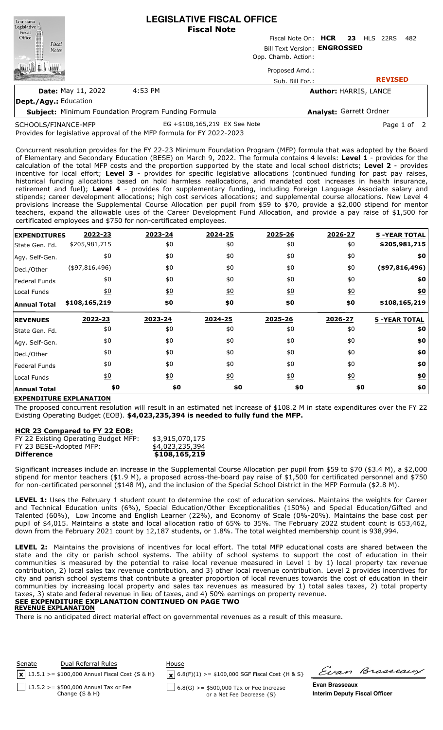# LEGISLATIVE FISCAL OFFICE
## Fiscal Note

Louisiana Legislative Fiscal Office — Fiscal Notes

Fiscal Note On: **HCR 23** HLS 22RS 482

Bill Text Version: **ENGROSSED**

Opp. Chamb. Action:

Proposed Amd.:

Sub. Bill For.:

**REVISED**

**Date:** May 11, 2022 4:53 PM

**Author:** HARRIS, LANCE

**Dept./Agy.:** Education

**Subject:** Minimum Foundation Program Funding Formula

**Analyst:** Garrett Ordner

SCHOOLS/FINANCE-MFP EG +$108,165,219 EX See Note

Provides for legislative approval of the MFP formula for FY 2022-2023

Concurrent resolution provides for the FY 22-23 Minimum Foundation Program (MFP) formula that was adopted by the Board of Elementary and Secondary Education (BESE) on March 9, 2022. The formula contains 4 levels: **Level 1** - provides for the calculation of the total MFP costs and the proportion supported by the state and local school districts; **Level 2** - provides incentive for local effort; **Level 3** - provides for specific legislative allocations (continued funding for past pay raises, historical funding allocations based on hold harmless reallocations, and mandated cost increases in health insurance, retirement and fuel); **Level 4** - provides for supplementary funding, including Foreign Language Associate salary and stipends; career development allocations; high cost services allocations; and supplemental course allocations. New Level 4 provisions increase the Supplemental Course Allocation per pupil from $59 to $70, provide a $2,000 stipend for mentor teachers, expand the allowable uses of the Career Development Fund Allocation, and provide a pay raise of $1,500 for certificated employees and $750 for non-certificated employees.

| EXPENDITURES | 2022-23 | 2023-24 | 2024-25 | 2025-26 | 2026-27 | 5 -YEAR TOTAL |
|---|---|---|---|---|---|---|
| State Gen. Fd. | $205,981,715 | $0 | $0 | $0 | $0 | $205,981,715 |
| Agy. Self-Gen. | $0 | $0 | $0 | $0 | $0 | $0 |
| Ded./Other | ($97,816,496) | $0 | $0 | $0 | $0 | ($97,816,496) |
| Federal Funds | $0 | $0 | $0 | $0 | $0 | $0 |
| Local Funds | $0 | $0 | $0 | $0 | $0 | $0 |
| **Annual Total** | **$108,165,219** | **$0** | **$0** | **$0** | **$0** | **$108,165,219** |

| REVENUES | 2022-23 | 2023-24 | 2024-25 | 2025-26 | 2026-27 | 5 -YEAR TOTAL |
|---|---|---|---|---|---|---|
| State Gen. Fd. | $0 | $0 | $0 | $0 | $0 | $0 |
| Agy. Self-Gen. | $0 | $0 | $0 | $0 | $0 | $0 |
| Ded./Other | $0 | $0 | $0 | $0 | $0 | $0 |
| Federal Funds | $0 | $0 | $0 | $0 | $0 | $0 |
| Local Funds | $0 | $0 | $0 | $0 | $0 | $0 |
| **Annual Total** | **$0** | **$0** | **$0** | **$0** | **$0** | **$0** |

**EXPENDITURE EXPLANATION**

The proposed concurrent resolution will result in an estimated net increase of $108.2 M in state expenditures over the FY 22 Existing Operating Budget (EOB). **$4,023,235,394 is needed to fully fund the MFP.**

**HCR 23 Compared to FY 22 EOB:**

| | |
|---|---|
| FY 22 Existing Operating Budget MFP: | $3,915,070,175 |
| FY 23 BESE-Adopted MFP: | $4,023,235,394 |
| **Difference** | **$108,165,219** |

Significant increases include an increase in the Supplemental Course Allocation per pupil from $59 to $70 ($3.4 M), a $2,000 stipend for mentor teachers ($1.9 M), a proposed across-the-board pay raise of $1,500 for certificated personnel and $750 for non-certificated personnel ($148 M), and the inclusion of the Special School District in the MFP Formula ($2.8 M).

**LEVEL 1:** Uses the February 1 student count to determine the cost of education services. Maintains the weights for Career and Technical Education units (6%), Special Education/Other Exceptionalities (150%) and Special Education/Gifted and Talented (60%), Low Income and English Learner (22%), and Economy of Scale (0%-20%). Maintains the base cost per pupil of $4,015. Maintains a state and local allocation ratio of 65% to 35%. The February 2022 student count is 653,462, down from the February 2021 count by 12,187 students, or 1.8%. The total weighted membership count is 938,994.

**LEVEL 2:** Maintains the provisions of incentives for local effort. The total MFP educational costs are shared between the state and the city or parish school systems. The ability of school systems to support the cost of education in their communities is measured by the potential to raise local revenue measured in Level 1 by 1) local property tax revenue contribution, 2) local sales tax revenue contribution, and 3) other local revenue contribution. Level 2 provides incentives for city and parish school systems that contribute a greater proportion of local revenues towards the cost of education in their communities by increasing local property and sales tax revenues as measured by 1) total sales taxes, 2) total property taxes, 3) state and federal revenue in lieu of taxes, and 4) 50% earnings on property revenue.

**SEE EXPENDITURE EXPLANATION CONTINUED ON PAGE TWO**

**REVENUE EXPLANATION**

There is no anticipated direct material effect on governmental revenues as a result of this measure.

| Senate | Dual Referral Rules | House |
|---|---|---|
| [x] 13.5.1 >= $100,000 Annual Fiscal Cost {S & H} | | [x] 6.8(F)(1) >= $100,000 SGF Fiscal Cost {H & S} |
| [ ] 13.5.2 >= $500,000 Annual Tax or Fee Change {S & H} | | [ ] 6.8(G) >= $500,000 Tax or Fee Increase or a Net Fee Decrease {S} |

Evan Brasseaux

**Evan Brasseaux**
**Interim Deputy Fiscal Officer**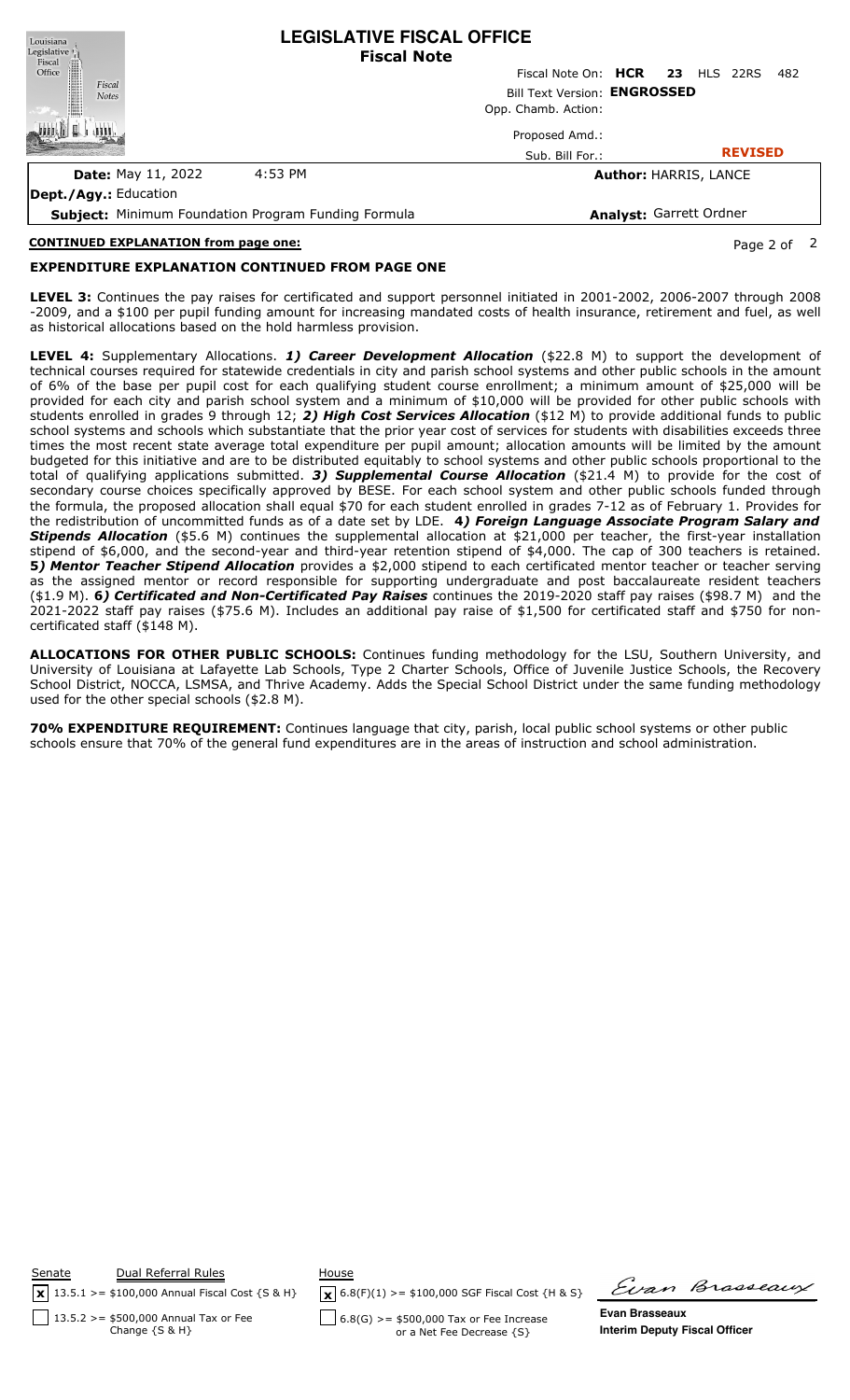# LEGISLATIVE FISCAL OFFICE
## Fiscal Note

Fiscal Note On: **HCR 23** HLS 22RS 482

Bill Text Version: **ENGROSSED**

Opp. Chamb. Action:

Proposed Amd.:

Sub. Bill For.: **REVISED**

**Date:** May 11, 2022 4:53 PM

**Author:** HARRIS, LANCE

**Dept./Agy.:** Education

**Subject:** Minimum Foundation Program Funding Formula

**Analyst:** Garrett Ordner

**CONTINUED EXPLANATION from page one:**

**EXPENDITURE EXPLANATION CONTINUED FROM PAGE ONE**

**LEVEL 3:** Continues the pay raises for certificated and support personnel initiated in 2001-2002, 2006-2007 through 2008 -2009, and a $100 per pupil funding amount for increasing mandated costs of health insurance, retirement and fuel, as well as historical allocations based on the hold harmless provision.

**LEVEL 4:** Supplementary Allocations. ***1) Career Development Allocation*** ($22.8 M) to support the development of technical courses required for statewide credentials in city and parish school systems and other public schools in the amount of 6% of the base per pupil cost for each qualifying student course enrollment; a minimum amount of $25,000 will be provided for each city and parish school system and a minimum of $10,000 will be provided for other public schools with students enrolled in grades 9 through 12; ***2) High Cost Services Allocation*** ($12 M) to provide additional funds to public school systems and schools which substantiate that the prior year cost of services for students with disabilities exceeds three times the most recent state average total expenditure per pupil amount; allocation amounts will be limited by the amount budgeted for this initiative and are to be distributed equitably to school systems and other public schools proportional to the total of qualifying applications submitted. ***3) Supplemental Course Allocation*** ($21.4 M) to provide for the cost of secondary course choices specifically approved by BESE. For each school system and other public schools funded through the formula, the proposed allocation shall equal $70 for each student enrolled in grades 7-12 as of February 1. Provides for the redistribution of uncommitted funds as of a date set by LDE. ***4) Foreign Language Associate Program Salary and Stipends Allocation*** ($5.6 M) continues the supplemental allocation at $21,000 per teacher, the first-year installation stipend of $6,000, and the second-year and third-year retention stipend of $4,000. The cap of 300 teachers is retained. ***5) Mentor Teacher Stipend Allocation*** provides a $2,000 stipend to each certificated mentor teacher or teacher serving as the assigned mentor or record responsible for supporting undergraduate and post baccalaureate resident teachers ($1.9 M). ***6) Certificated and Non-Certificated Pay Raises*** continues the 2019-2020 staff pay raises ($98.7 M) and the 2021-2022 staff pay raises ($75.6 M). Includes an additional pay raise of $1,500 for certificated staff and $750 for non-certificated staff ($148 M).

**ALLOCATIONS FOR OTHER PUBLIC SCHOOLS:** Continues funding methodology for the LSU, Southern University, and University of Louisiana at Lafayette Lab Schools, Type 2 Charter Schools, Office of Juvenile Justice Schools, the Recovery School District, NOCCA, LSMSA, and Thrive Academy. Adds the Special School District under the same funding methodology used for the other special schools ($2.8 M).

**70% EXPENDITURE REQUIREMENT:** Continues language that city, parish, local public school systems or other public schools ensure that 70% of the general fund expenditures are in the areas of instruction and school administration.

| Senate | Dual Referral Rules | House |
|---|---|---|
| [x] 13.5.1 >= $100,000 Annual Fiscal Cost {S & H} | | [x] 6.8(F)(1) >= $100,000 SGF Fiscal Cost {H & S} |
| [ ] 13.5.2 >= $500,000 Annual Tax or Fee Change {S & H} | | [ ] 6.8(G) >= $500,000 Tax or Fee Increase or a Net Fee Decrease {S} |

**Evan Brasseaux**
**Interim Deputy Fiscal Officer**